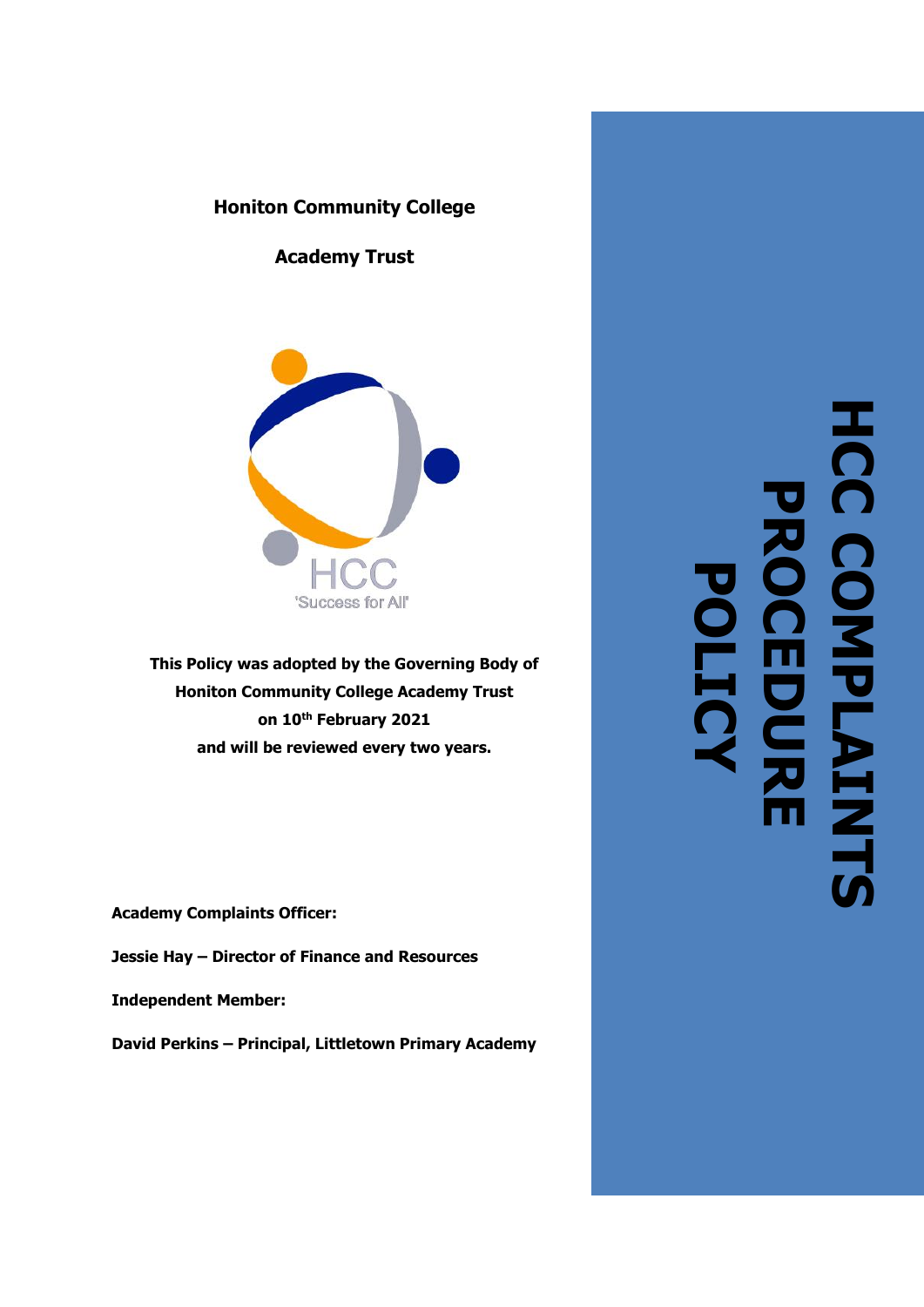# HCC COMPLAINTS PROCEDURE POLICY

**Honiton Community College**

**Academy Trust**

HCC
'Success for All'

**This Policy was adopted by the Governing Body of Honiton Community College Academy Trust on 10th February 2021 and will be reviewed every two years.**

**Academy Complaints Officer:**

**Jessie Hay – Director of Finance and Resources**

**Independent Member:**

**David Perkins – Principal, Littletown Primary Academy**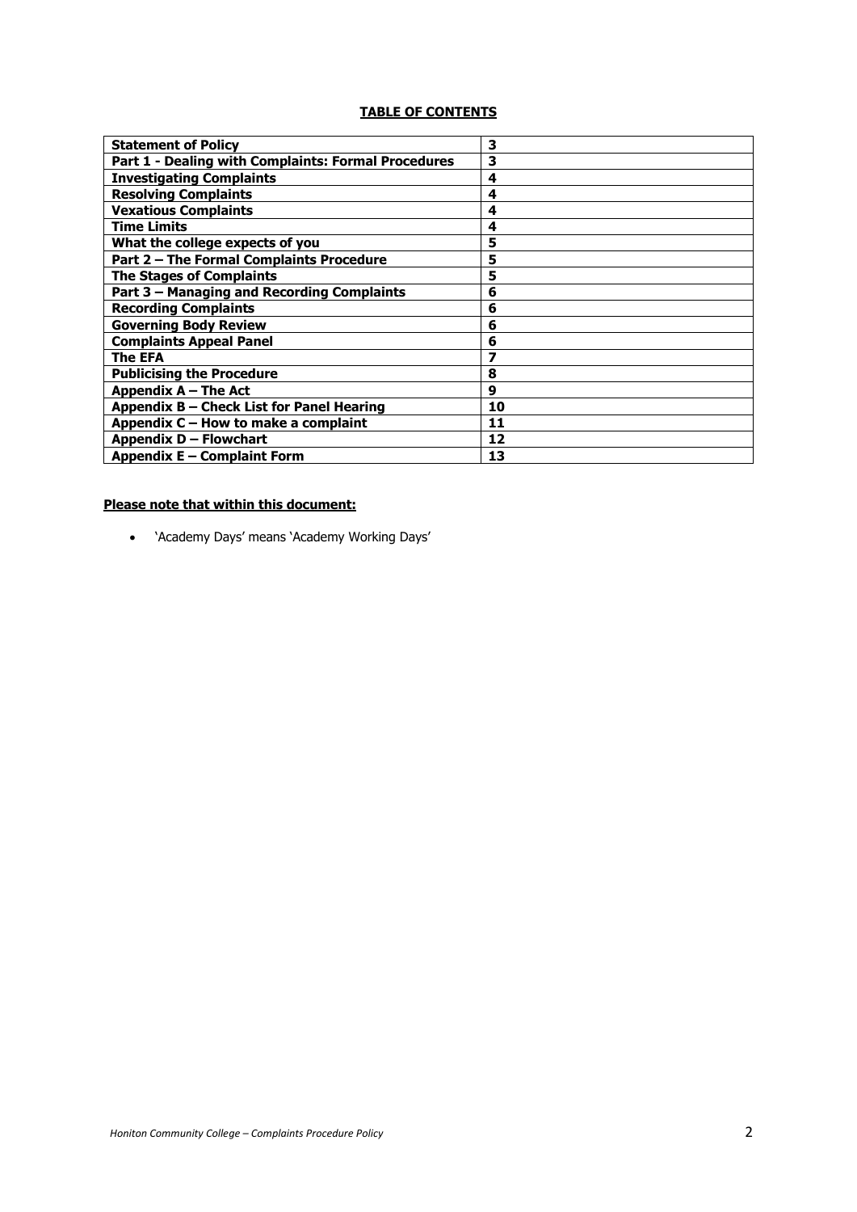**TABLE OF CONTENTS**

| | |
|---|---|
| **Statement of Policy** | **3** |
| **Part 1 - Dealing with Complaints: Formal Procedures** | **3** |
| **Investigating Complaints** | **4** |
| **Resolving Complaints** | **4** |
| **Vexatious Complaints** | **4** |
| **Time Limits** | **4** |
| **What the college expects of you** | **5** |
| **Part 2 – The Formal Complaints Procedure** | **5** |
| **The Stages of Complaints** | **5** |
| **Part 3 – Managing and Recording Complaints** | **6** |
| **Recording Complaints** | **6** |
| **Governing Body Review** | **6** |
| **Complaints Appeal Panel** | **6** |
| **The EFA** | **7** |
| **Publicising the Procedure** | **8** |
| **Appendix A – The Act** | **9** |
| **Appendix B – Check List for Panel Hearing** | **10** |
| **Appendix C – How to make a complaint** | **11** |
| **Appendix D – Flowchart** | **12** |
| **Appendix E – Complaint Form** | **13** |

**Please note that within this document:**

- 'Academy Days' means 'Academy Working Days'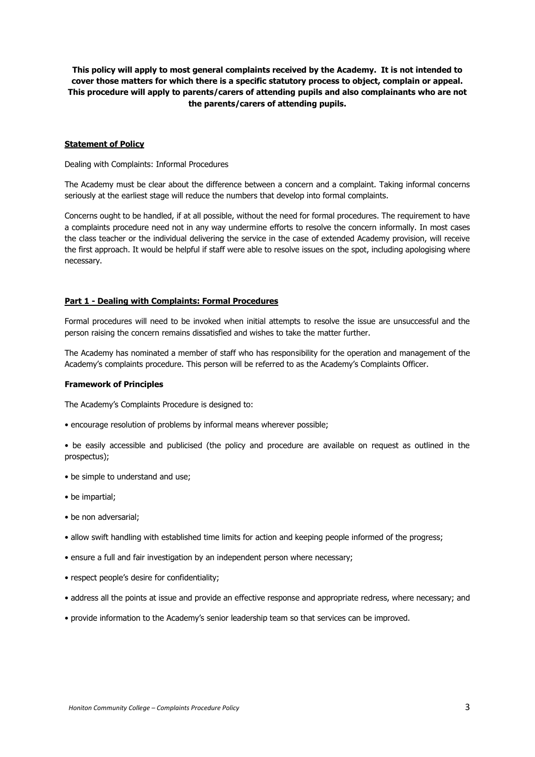**This policy will apply to most general complaints received by the Academy. It is not intended to cover those matters for which there is a specific statutory process to object, complain or appeal. This procedure will apply to parents/carers of attending pupils and also complainants who are not the parents/carers of attending pupils.**

## Statement of Policy

Dealing with Complaints: Informal Procedures

The Academy must be clear about the difference between a concern and a complaint. Taking informal concerns seriously at the earliest stage will reduce the numbers that develop into formal complaints.

Concerns ought to be handled, if at all possible, without the need for formal procedures. The requirement to have a complaints procedure need not in any way undermine efforts to resolve the concern informally. In most cases the class teacher or the individual delivering the service in the case of extended Academy provision, will receive the first approach. It would be helpful if staff were able to resolve issues on the spot, including apologising where necessary.

## Part 1 - Dealing with Complaints: Formal Procedures

Formal procedures will need to be invoked when initial attempts to resolve the issue are unsuccessful and the person raising the concern remains dissatisfied and wishes to take the matter further.

The Academy has nominated a member of staff who has responsibility for the operation and management of the Academy's complaints procedure. This person will be referred to as the Academy's Complaints Officer.

### Framework of Principles

The Academy's Complaints Procedure is designed to:

- encourage resolution of problems by informal means wherever possible;
- be easily accessible and publicised (the policy and procedure are available on request as outlined in the prospectus);
- be simple to understand and use;
- be impartial;
- be non adversarial;
- allow swift handling with established time limits for action and keeping people informed of the progress;
- ensure a full and fair investigation by an independent person where necessary;
- respect people's desire for confidentiality;
- address all the points at issue and provide an effective response and appropriate redress, where necessary; and
- provide information to the Academy's senior leadership team so that services can be improved.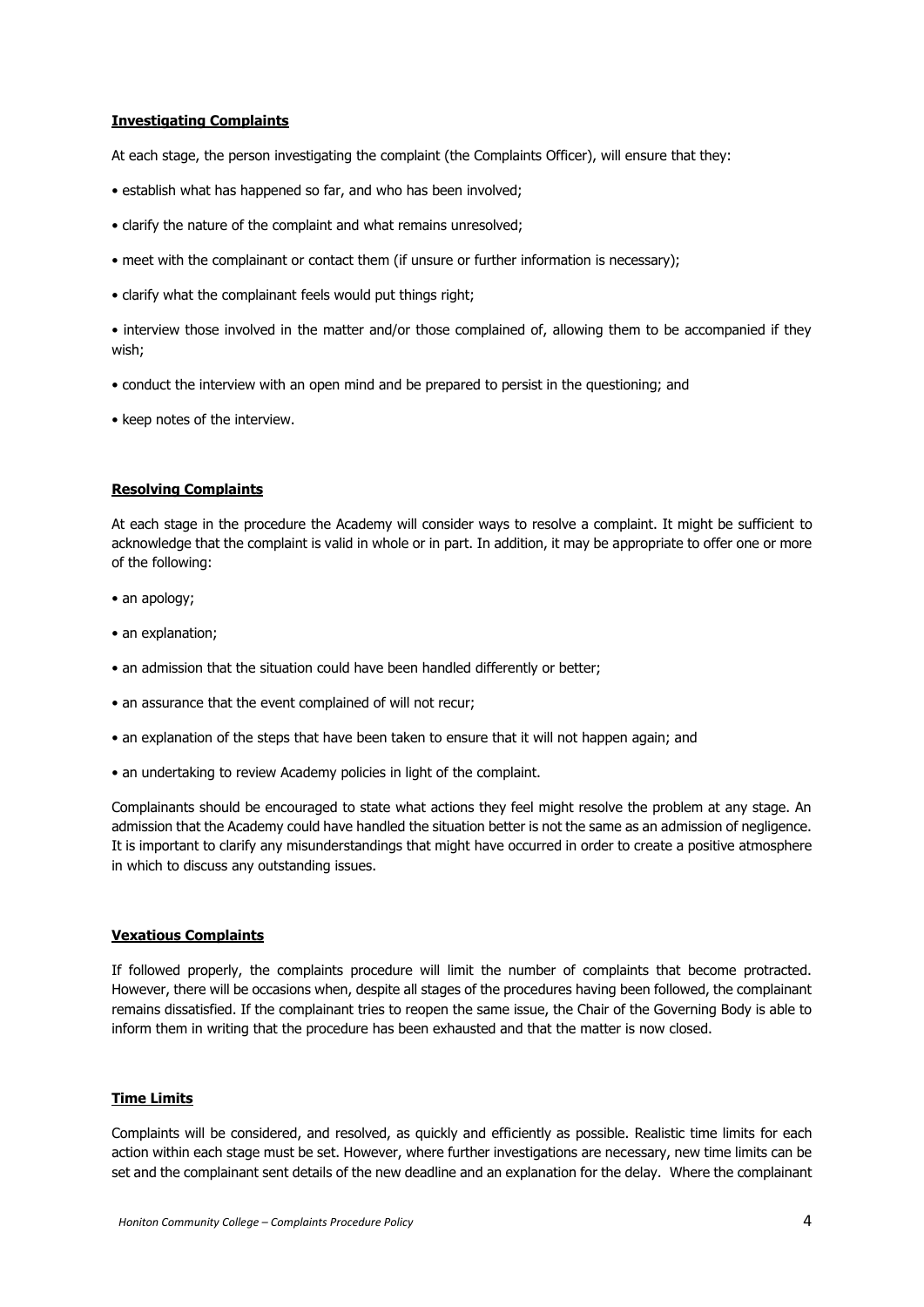## Investigating Complaints

At each stage, the person investigating the complaint (the Complaints Officer), will ensure that they:

- establish what has happened so far, and who has been involved;
- clarify the nature of the complaint and what remains unresolved;
- meet with the complainant or contact them (if unsure or further information is necessary);
- clarify what the complainant feels would put things right;
- interview those involved in the matter and/or those complained of, allowing them to be accompanied if they wish;
- conduct the interview with an open mind and be prepared to persist in the questioning; and
- keep notes of the interview.

## Resolving Complaints

At each stage in the procedure the Academy will consider ways to resolve a complaint. It might be sufficient to acknowledge that the complaint is valid in whole or in part. In addition, it may be appropriate to offer one or more of the following:

- an apology;
- an explanation;
- an admission that the situation could have been handled differently or better;
- an assurance that the event complained of will not recur;
- an explanation of the steps that have been taken to ensure that it will not happen again; and
- an undertaking to review Academy policies in light of the complaint.

Complainants should be encouraged to state what actions they feel might resolve the problem at any stage. An admission that the Academy could have handled the situation better is not the same as an admission of negligence. It is important to clarify any misunderstandings that might have occurred in order to create a positive atmosphere in which to discuss any outstanding issues.

## Vexatious Complaints

If followed properly, the complaints procedure will limit the number of complaints that become protracted. However, there will be occasions when, despite all stages of the procedures having been followed, the complainant remains dissatisfied. If the complainant tries to reopen the same issue, the Chair of the Governing Body is able to inform them in writing that the procedure has been exhausted and that the matter is now closed.

## Time Limits

Complaints will be considered, and resolved, as quickly and efficiently as possible. Realistic time limits for each action within each stage must be set. However, where further investigations are necessary, new time limits can be set and the complainant sent details of the new deadline and an explanation for the delay. Where the complainant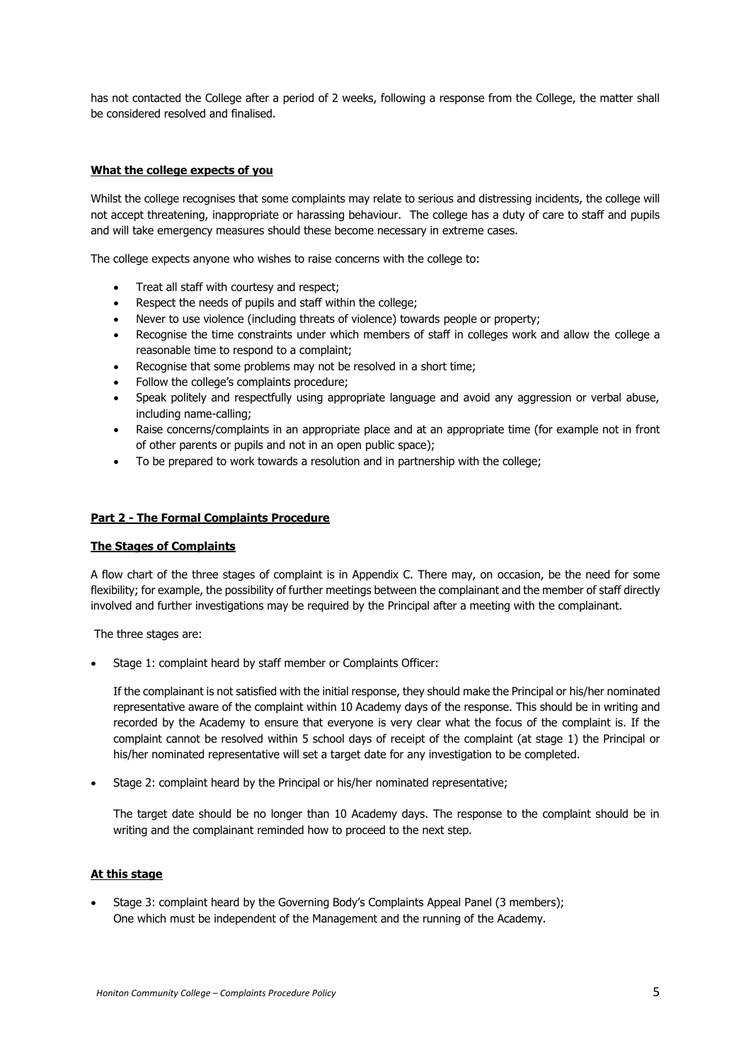has not contacted the College after a period of 2 weeks, following a response from the College, the matter shall be considered resolved and finalised.

**What the college expects of you**

Whilst the college recognises that some complaints may relate to serious and distressing incidents, the college will not accept threatening, inappropriate or harassing behaviour. The college has a duty of care to staff and pupils and will take emergency measures should these become necessary in extreme cases.

The college expects anyone who wishes to raise concerns with the college to:

- Treat all staff with courtesy and respect;
- Respect the needs of pupils and staff within the college;
- Never to use violence (including threats of violence) towards people or property;
- Recognise the time constraints under which members of staff in colleges work and allow the college a reasonable time to respond to a complaint;
- Recognise that some problems may not be resolved in a short time;
- Follow the college's complaints procedure;
- Speak politely and respectfully using appropriate language and avoid any aggression or verbal abuse, including name-calling;
- Raise concerns/complaints in an appropriate place and at an appropriate time (for example not in front of other parents or pupils and not in an open public space);
- To be prepared to work towards a resolution and in partnership with the college;

**Part 2 - The Formal Complaints Procedure**

**The Stages of Complaints**

A flow chart of the three stages of complaint is in Appendix C. There may, on occasion, be the need for some flexibility; for example, the possibility of further meetings between the complainant and the member of staff directly involved and further investigations may be required by the Principal after a meeting with the complainant.

The three stages are:

- Stage 1: complaint heard by staff member or Complaints Officer:

  If the complainant is not satisfied with the initial response, they should make the Principal or his/her nominated representative aware of the complaint within 10 Academy days of the response. This should be in writing and recorded by the Academy to ensure that everyone is very clear what the focus of the complaint is. If the complaint cannot be resolved within 5 school days of receipt of the complaint (at stage 1) the Principal or his/her nominated representative will set a target date for any investigation to be completed.

- Stage 2: complaint heard by the Principal or his/her nominated representative;

  The target date should be no longer than 10 Academy days. The response to the complaint should be in writing and the complainant reminded how to proceed to the next step.

**At this stage**

- Stage 3: complaint heard by the Governing Body's Complaints Appeal Panel (3 members);
  One which must be independent of the Management and the running of the Academy.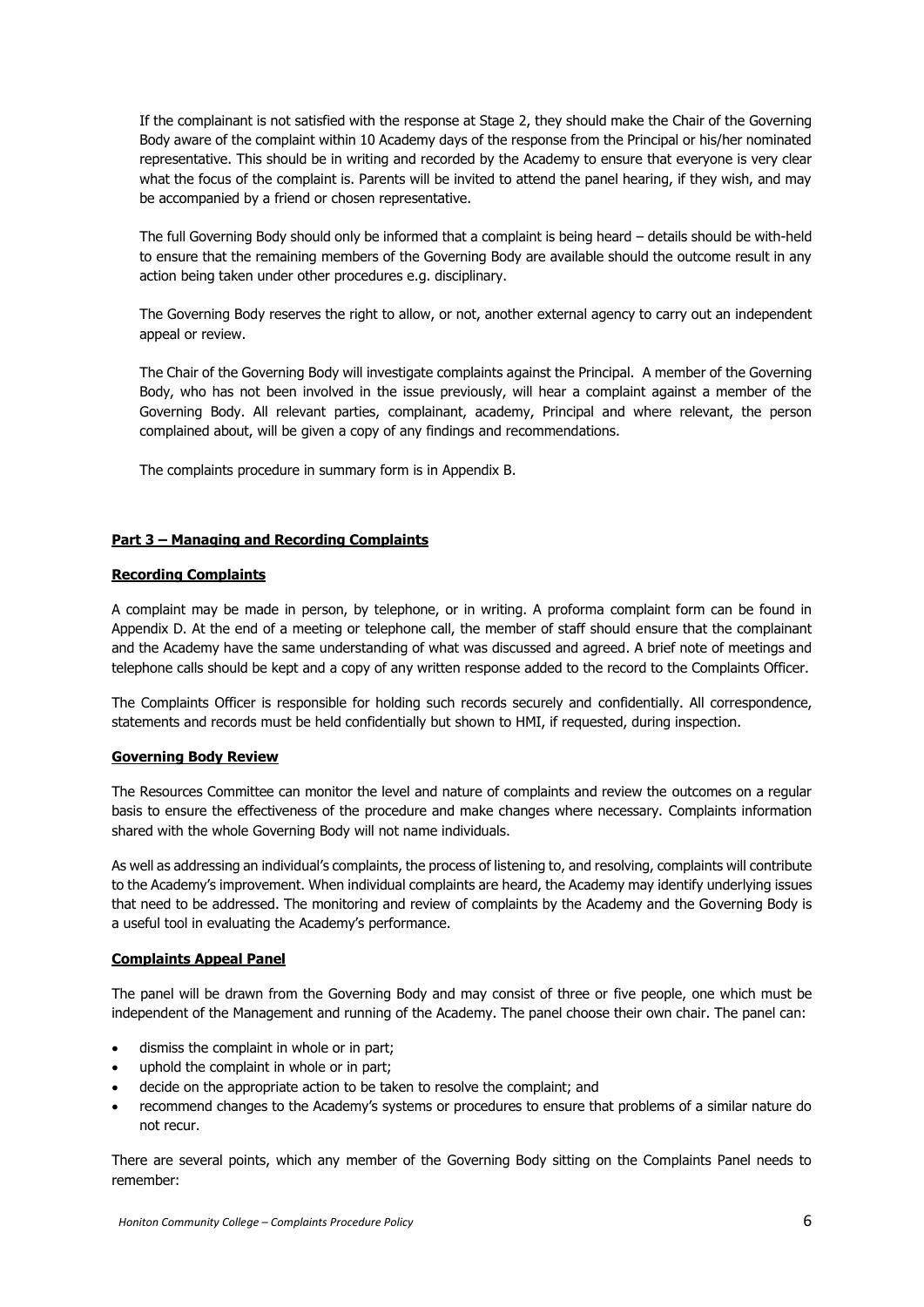If the complainant is not satisfied with the response at Stage 2, they should make the Chair of the Governing Body aware of the complaint within 10 Academy days of the response from the Principal or his/her nominated representative. This should be in writing and recorded by the Academy to ensure that everyone is very clear what the focus of the complaint is. Parents will be invited to attend the panel hearing, if they wish, and may be accompanied by a friend or chosen representative.

The full Governing Body should only be informed that a complaint is being heard – details should be with-held to ensure that the remaining members of the Governing Body are available should the outcome result in any action being taken under other procedures e.g. disciplinary.

The Governing Body reserves the right to allow, or not, another external agency to carry out an independent appeal or review.

The Chair of the Governing Body will investigate complaints against the Principal. A member of the Governing Body, who has not been involved in the issue previously, will hear a complaint against a member of the Governing Body. All relevant parties, complainant, academy, Principal and where relevant, the person complained about, will be given a copy of any findings and recommendations.

The complaints procedure in summary form is in Appendix B.

## Part 3 – Managing and Recording Complaints

### Recording Complaints

A complaint may be made in person, by telephone, or in writing. A proforma complaint form can be found in Appendix D. At the end of a meeting or telephone call, the member of staff should ensure that the complainant and the Academy have the same understanding of what was discussed and agreed. A brief note of meetings and telephone calls should be kept and a copy of any written response added to the record to the Complaints Officer.

The Complaints Officer is responsible for holding such records securely and confidentially. All correspondence, statements and records must be held confidentially but shown to HMI, if requested, during inspection.

### Governing Body Review

The Resources Committee can monitor the level and nature of complaints and review the outcomes on a regular basis to ensure the effectiveness of the procedure and make changes where necessary. Complaints information shared with the whole Governing Body will not name individuals.

As well as addressing an individual's complaints, the process of listening to, and resolving, complaints will contribute to the Academy's improvement. When individual complaints are heard, the Academy may identify underlying issues that need to be addressed. The monitoring and review of complaints by the Academy and the Governing Body is a useful tool in evaluating the Academy's performance.

### Complaints Appeal Panel

The panel will be drawn from the Governing Body and may consist of three or five people, one which must be independent of the Management and running of the Academy. The panel choose their own chair. The panel can:

- dismiss the complaint in whole or in part;
- uphold the complaint in whole or in part;
- decide on the appropriate action to be taken to resolve the complaint; and
- recommend changes to the Academy's systems or procedures to ensure that problems of a similar nature do not recur.

There are several points, which any member of the Governing Body sitting on the Complaints Panel needs to remember: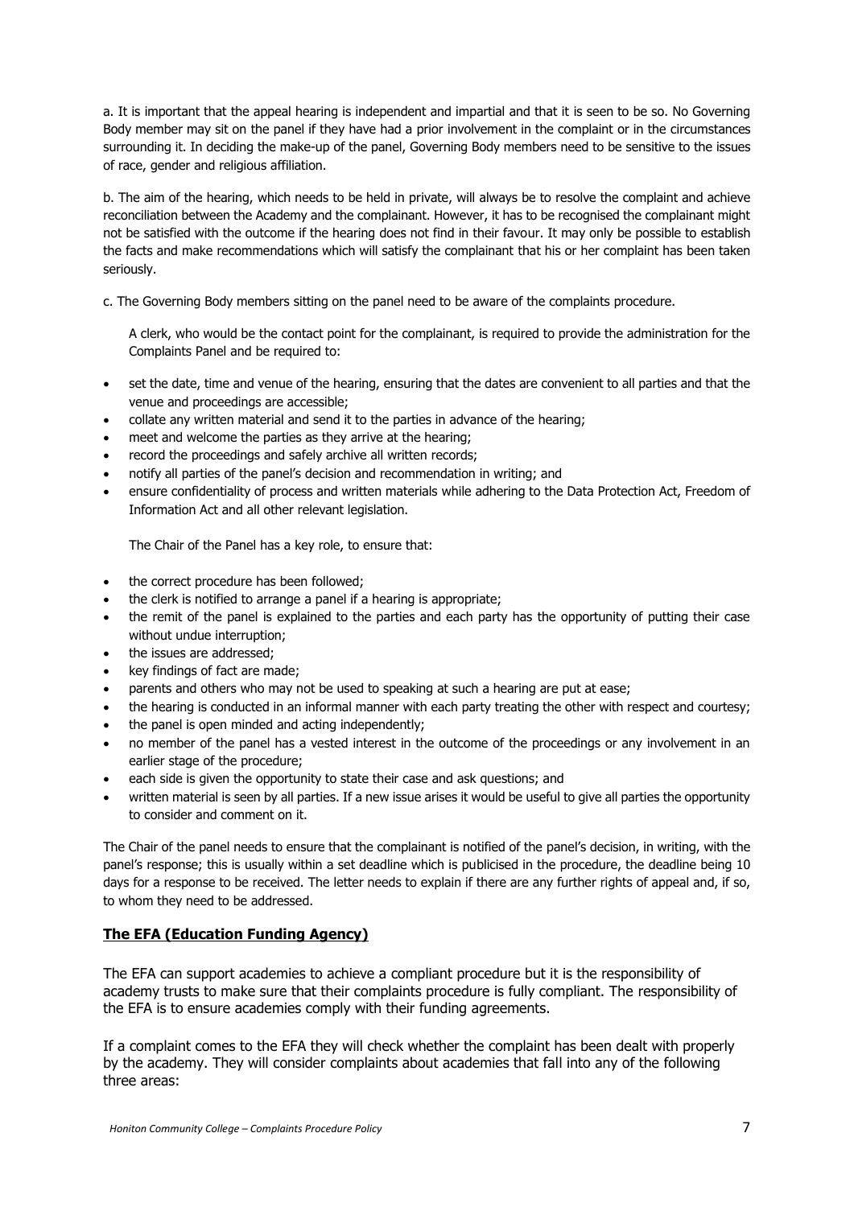a. It is important that the appeal hearing is independent and impartial and that it is seen to be so. No Governing Body member may sit on the panel if they have had a prior involvement in the complaint or in the circumstances surrounding it. In deciding the make-up of the panel, Governing Body members need to be sensitive to the issues of race, gender and religious affiliation.

b. The aim of the hearing, which needs to be held in private, will always be to resolve the complaint and achieve reconciliation between the Academy and the complainant. However, it has to be recognised the complainant might not be satisfied with the outcome if the hearing does not find in their favour. It may only be possible to establish the facts and make recommendations which will satisfy the complainant that his or her complaint has been taken seriously.

c. The Governing Body members sitting on the panel need to be aware of the complaints procedure.

A clerk, who would be the contact point for the complainant, is required to provide the administration for the Complaints Panel and be required to:

- set the date, time and venue of the hearing, ensuring that the dates are convenient to all parties and that the venue and proceedings are accessible;
- collate any written material and send it to the parties in advance of the hearing;
- meet and welcome the parties as they arrive at the hearing;
- record the proceedings and safely archive all written records;
- notify all parties of the panel's decision and recommendation in writing; and
- ensure confidentiality of process and written materials while adhering to the Data Protection Act, Freedom of Information Act and all other relevant legislation.

The Chair of the Panel has a key role, to ensure that:

- the correct procedure has been followed;
- the clerk is notified to arrange a panel if a hearing is appropriate;
- the remit of the panel is explained to the parties and each party has the opportunity of putting their case without undue interruption;
- the issues are addressed;
- key findings of fact are made;
- parents and others who may not be used to speaking at such a hearing are put at ease;
- the hearing is conducted in an informal manner with each party treating the other with respect and courtesy;
- the panel is open minded and acting independently;
- no member of the panel has a vested interest in the outcome of the proceedings or any involvement in an earlier stage of the procedure;
- each side is given the opportunity to state their case and ask questions; and
- written material is seen by all parties. If a new issue arises it would be useful to give all parties the opportunity to consider and comment on it.

The Chair of the panel needs to ensure that the complainant is notified of the panel's decision, in writing, with the panel's response; this is usually within a set deadline which is publicised in the procedure, the deadline being 10 days for a response to be received. The letter needs to explain if there are any further rights of appeal and, if so, to whom they need to be addressed.

## **The EFA (Education Funding Agency)**

The EFA can support academies to achieve a compliant procedure but it is the responsibility of academy trusts to make sure that their complaints procedure is fully compliant. The responsibility of the EFA is to ensure academies comply with their funding agreements.

If a complaint comes to the EFA they will check whether the complaint has been dealt with properly by the academy. They will consider complaints about academies that fall into any of the following three areas: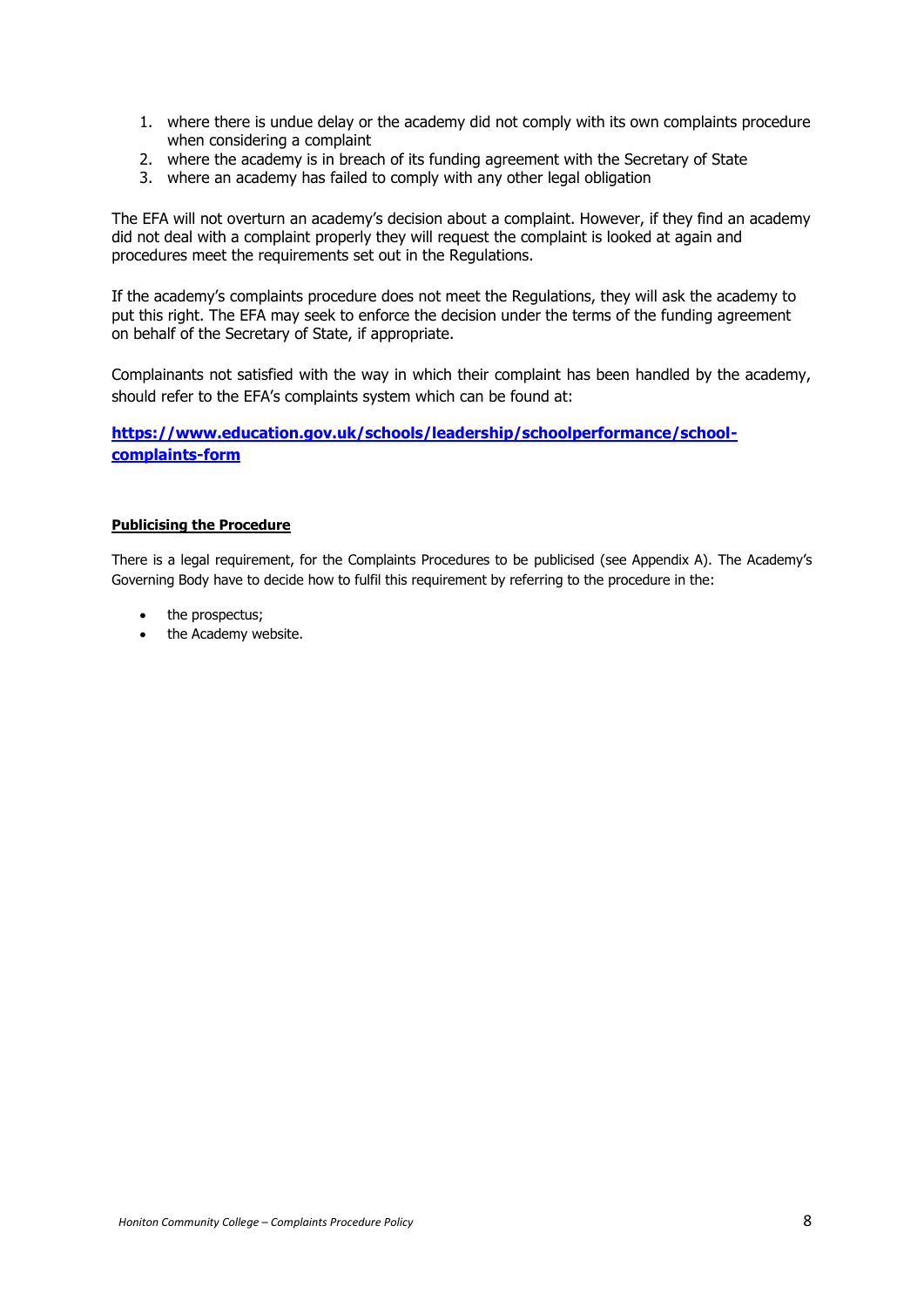1. where there is undue delay or the academy did not comply with its own complaints procedure when considering a complaint
2. where the academy is in breach of its funding agreement with the Secretary of State
3. where an academy has failed to comply with any other legal obligation

The EFA will not overturn an academy's decision about a complaint. However, if they find an academy did not deal with a complaint properly they will request the complaint is looked at again and procedures meet the requirements set out in the Regulations.

If the academy's complaints procedure does not meet the Regulations, they will ask the academy to put this right. The EFA may seek to enforce the decision under the terms of the funding agreement on behalf of the Secretary of State, if appropriate.

Complainants not satisfied with the way in which their complaint has been handled by the academy, should refer to the EFA's complaints system which can be found at:

**https://www.education.gov.uk/schools/leadership/schoolperformance/school-complaints-form**

**Publicising the Procedure**

There is a legal requirement, for the Complaints Procedures to be publicised (see Appendix A). The Academy's Governing Body have to decide how to fulfil this requirement by referring to the procedure in the:

- the prospectus;
- the Academy website.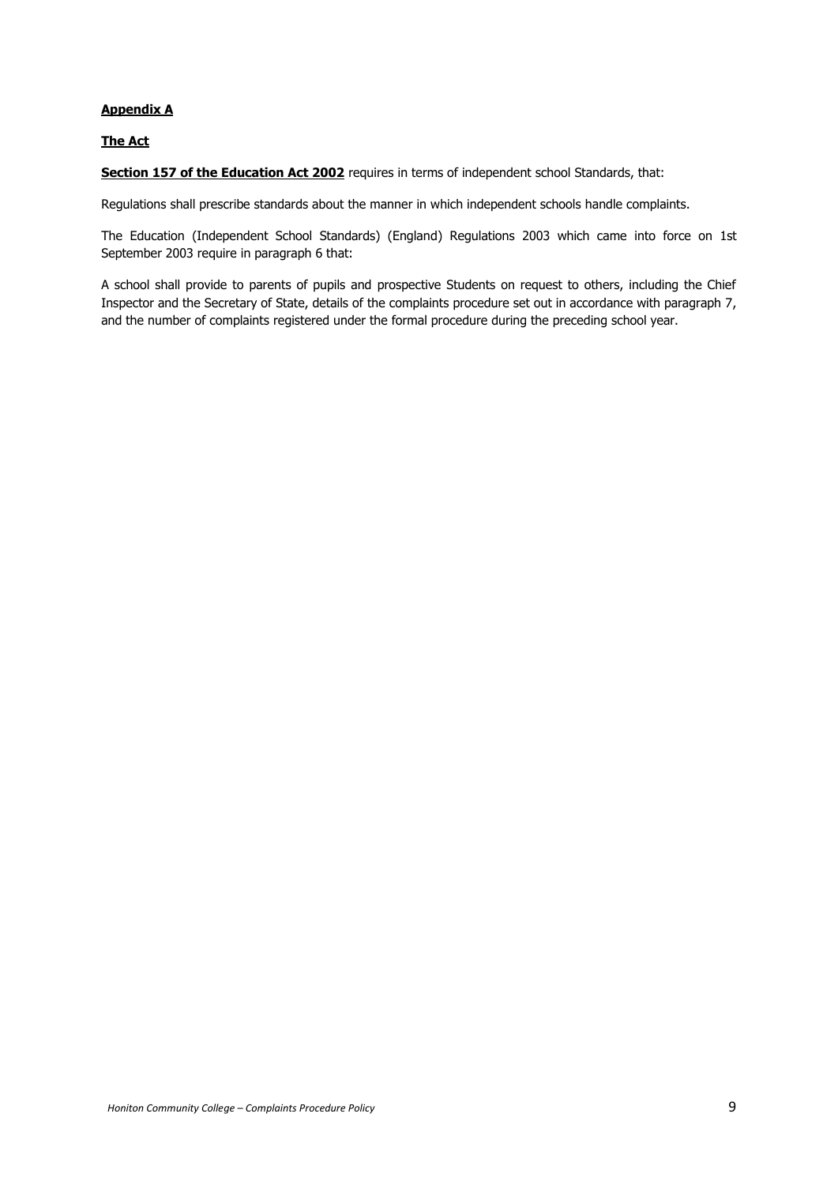**Appendix A**

**The Act**

**Section 157 of the Education Act 2002** requires in terms of independent school Standards, that:

Regulations shall prescribe standards about the manner in which independent schools handle complaints.

The Education (Independent School Standards) (England) Regulations 2003 which came into force on 1st September 2003 require in paragraph 6 that:

A school shall provide to parents of pupils and prospective Students on request to others, including the Chief Inspector and the Secretary of State, details of the complaints procedure set out in accordance with paragraph 7, and the number of complaints registered under the formal procedure during the preceding school year.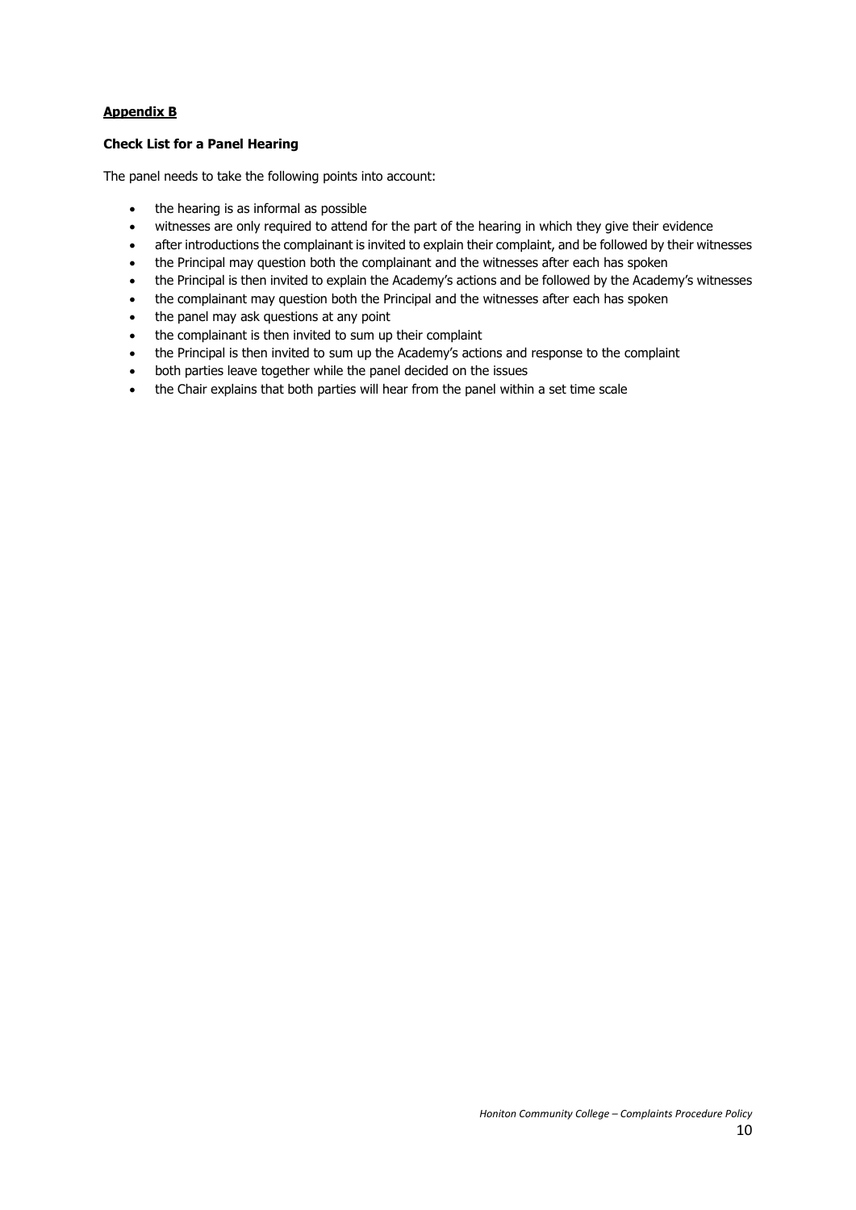**Appendix B**

**Check List for a Panel Hearing**

The panel needs to take the following points into account:

- the hearing is as informal as possible
- witnesses are only required to attend for the part of the hearing in which they give their evidence
- after introductions the complainant is invited to explain their complaint, and be followed by their witnesses
- the Principal may question both the complainant and the witnesses after each has spoken
- the Principal is then invited to explain the Academy's actions and be followed by the Academy's witnesses
- the complainant may question both the Principal and the witnesses after each has spoken
- the panel may ask questions at any point
- the complainant is then invited to sum up their complaint
- the Principal is then invited to sum up the Academy's actions and response to the complaint
- both parties leave together while the panel decided on the issues
- the Chair explains that both parties will hear from the panel within a set time scale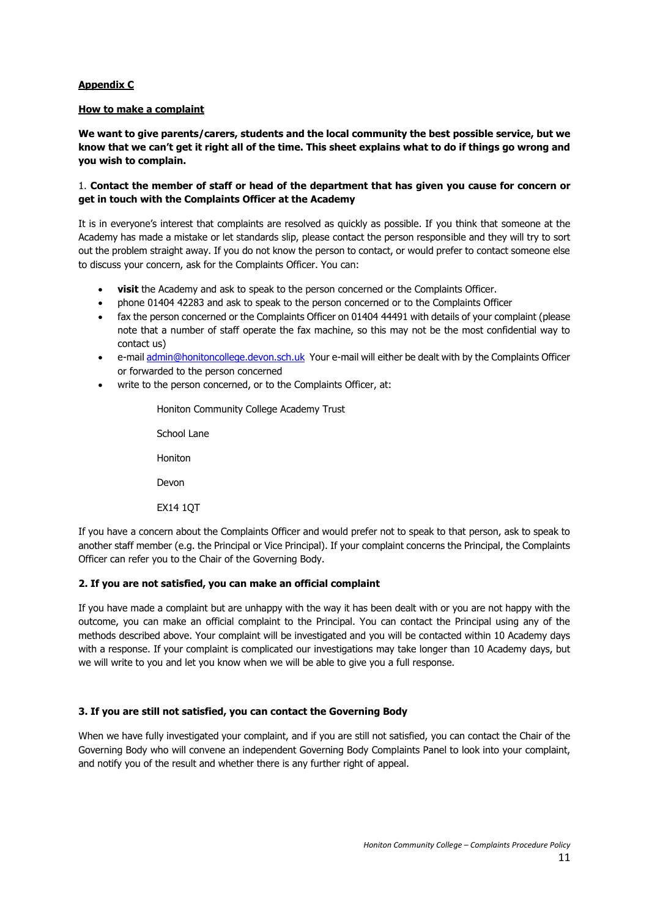**Appendix C**

**How to make a complaint**

**We want to give parents/carers, students and the local community the best possible service, but we know that we can't get it right all of the time. This sheet explains what to do if things go wrong and you wish to complain.**

1. **Contact the member of staff or head of the department that has given you cause for concern or get in touch with the Complaints Officer at the Academy**

It is in everyone's interest that complaints are resolved as quickly as possible. If you think that someone at the Academy has made a mistake or let standards slip, please contact the person responsible and they will try to sort out the problem straight away. If you do not know the person to contact, or would prefer to contact someone else to discuss your concern, ask for the Complaints Officer. You can:

- **visit** the Academy and ask to speak to the person concerned or the Complaints Officer.
- phone 01404 42283 and ask to speak to the person concerned or to the Complaints Officer
- fax the person concerned or the Complaints Officer on 01404 44491 with details of your complaint (please note that a number of staff operate the fax machine, so this may not be the most confidential way to contact us)
- e-mail admin@honitoncollege.devon.sch.uk Your e-mail will either be dealt with by the Complaints Officer or forwarded to the person concerned
- write to the person concerned, or to the Complaints Officer, at:

  Honiton Community College Academy Trust

  School Lane

  Honiton

  Devon

  EX14 1QT

If you have a concern about the Complaints Officer and would prefer not to speak to that person, ask to speak to another staff member (e.g. the Principal or Vice Principal). If your complaint concerns the Principal, the Complaints Officer can refer you to the Chair of the Governing Body.

**2. If you are not satisfied, you can make an official complaint**

If you have made a complaint but are unhappy with the way it has been dealt with or you are not happy with the outcome, you can make an official complaint to the Principal. You can contact the Principal using any of the methods described above. Your complaint will be investigated and you will be contacted within 10 Academy days with a response. If your complaint is complicated our investigations may take longer than 10 Academy days, but we will write to you and let you know when we will be able to give you a full response.

**3. If you are still not satisfied, you can contact the Governing Body**

When we have fully investigated your complaint, and if you are still not satisfied, you can contact the Chair of the Governing Body who will convene an independent Governing Body Complaints Panel to look into your complaint, and notify you of the result and whether there is any further right of appeal.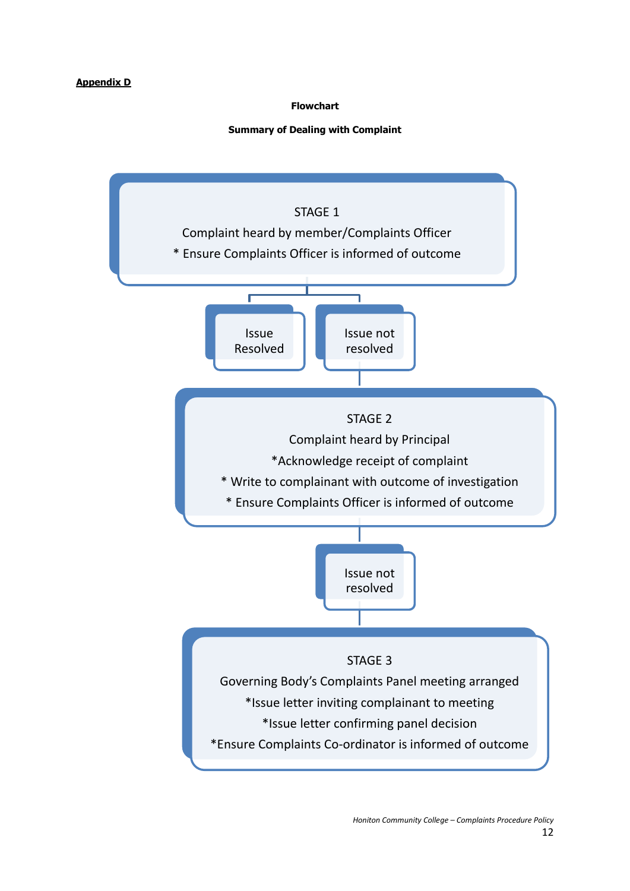**Appendix D**

**Flowchart**

**Summary of Dealing with Complaint**

STAGE 1

Complaint heard by member/Complaints Officer

* Ensure Complaints Officer is informed of outcome

Issue Resolved

Issue not resolved

STAGE 2

Complaint heard by Principal

*Acknowledge receipt of complaint

* Write to complainant with outcome of investigation

* Ensure Complaints Officer is informed of outcome

Issue not resolved

STAGE 3

Governing Body's Complaints Panel meeting arranged

*Issue letter inviting complainant to meeting

*Issue letter confirming panel decision

*Ensure Complaints Co-ordinator is informed of outcome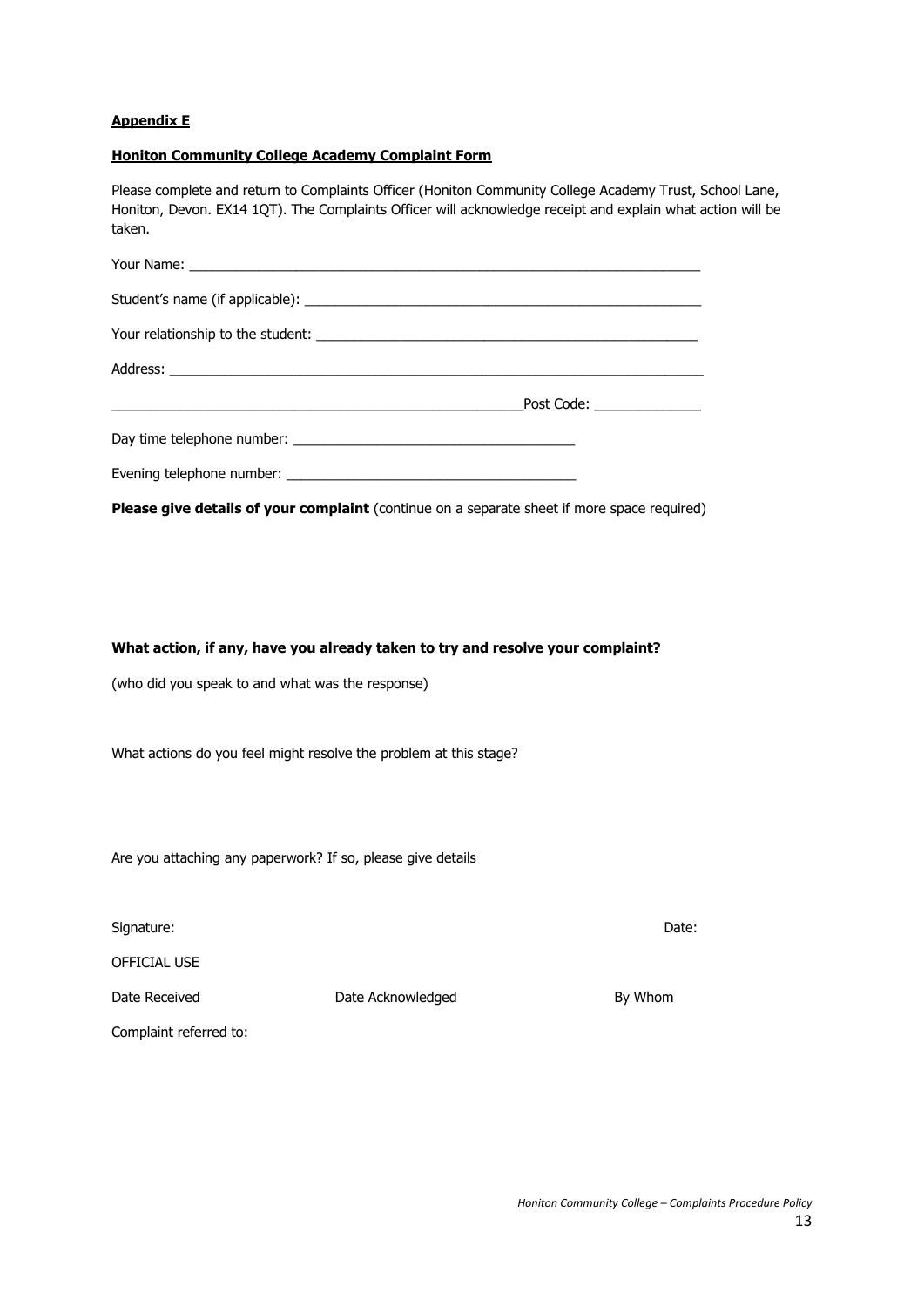**Appendix E**

**Honiton Community College Academy Complaint Form**

Please complete and return to Complaints Officer (Honiton Community College Academy Trust, School Lane, Honiton, Devon. EX14 1QT). The Complaints Officer will acknowledge receipt and explain what action will be taken.

Your Name: ____________________________________________________________________

Student's name (if applicable): ___________________________________________________

Your relationship to the student: _________________________________________________

Address: _______________________________________________________________________

_____________________________________________________Post Code: ______________

Day time telephone number: ____________________________________

Evening telephone number: _____________________________________

**Please give details of your complaint** (continue on a separate sheet if more space required)

**What action, if any, have you already taken to try and resolve your complaint?**

(who did you speak to and what was the response)

What actions do you feel might resolve the problem at this stage?

Are you attaching any paperwork? If so, please give details

Signature: Date:

OFFICIAL USE

Date Received Date Acknowledged By Whom

Complaint referred to: